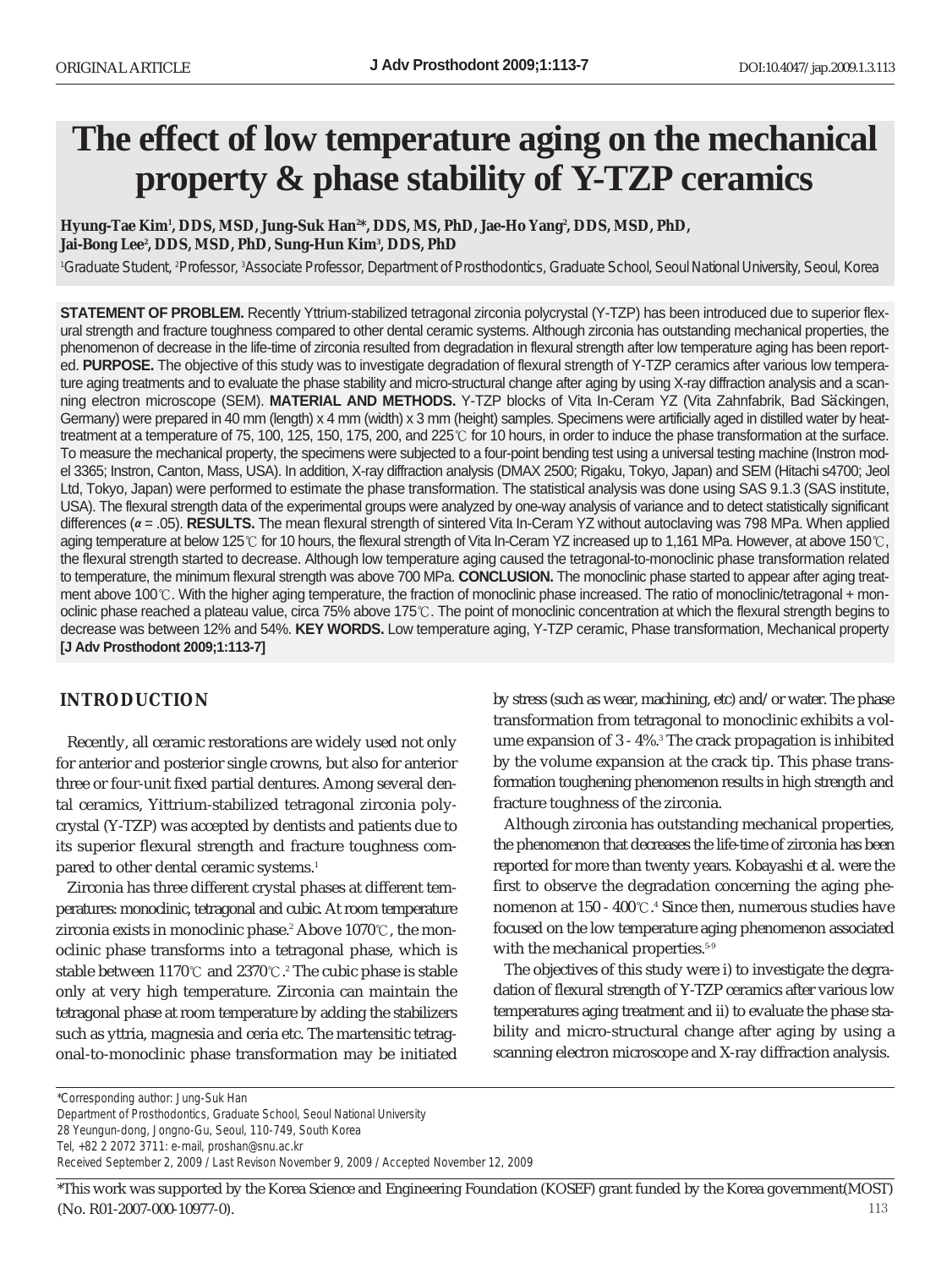ORIGINAL ARTICLE

# The effect of low temperature aging on the mechanical property & phase stability of Y-TZP ceramics

**Hyung-Tae Kim[1], DDS, MSD, Jung-Suk Han[2*], DDS, MS, PhD, Jae-Ho Yang[2], DDS, MSD, PhD, Jai-Bong Lee[2], DDS, MSD, PhD, Sung-Hun Kim[3], DDS, PhD**

[1]Graduate Student, [2]Professor, [3]Associate Professor, Department of Prosthodontics, Graduate School, Seoul National University, Seoul, Korea

**STATEMENT OF PROBLEM.** Recently Yttrium-stabilized tetragonal zirconia polycrystal (Y-TZP) has been introduced due to superior flexural strength and fracture toughness compared to other dental ceramic systems. Although zirconia has outstanding mechanical properties, the phenomenon of decrease in the life-time of zirconia resulted from degradation in flexural strength after low temperature aging has been reported. **PURPOSE.** The objective of this study was to investigate degradation of flexural strength of Y-TZP ceramics after various low temperature aging treatments and to evaluate the phase stability and micro-structural change after aging by using X-ray diffraction analysis and a scanning electron microscope (SEM). **MATERIAL AND METHODS.** Y-TZP blocks of Vita In-Ceram YZ (Vita Zahnfabrik, Bad Säckingen, Germany) were prepared in 40 mm (length) x 4 mm (width) x 3 mm (height) samples. Specimens were artificially aged in distilled water by heat-treatment at a temperature of 75, 100, 125, 150, 175, 200, and 225℃ for 10 hours, in order to induce the phase transformation at the surface. To measure the mechanical property, the specimens were subjected to a four-point bending test using a universal testing machine (Instron model 3365; Instron, Canton, Mass, USA). In addition, X-ray diffraction analysis (DMAX 2500; Rigaku, Tokyo, Japan) and SEM (Hitachi s4700; Jeol Ltd, Tokyo, Japan) were performed to estimate the phase transformation. The statistical analysis was done using SAS 9.1.3 (SAS institute, USA). The flexural strength data of the experimental groups were analyzed by one-way analysis of variance and to detect statistically significant differences ($\alpha$ = .05). **RESULTS.** The mean flexural strength of sintered Vita In-Ceram YZ without autoclaving was 798 MPa. When applied aging temperature at below 125℃ for 10 hours, the flexural strength of Vita In-Ceram YZ increased up to 1,161 MPa. However, at above 150℃, the flexural strength started to decrease. Although low temperature aging caused the tetragonal-to-monoclinic phase transformation related to temperature, the minimum flexural strength was above 700 MPa. **CONCLUSION.** The monoclinic phase started to appear after aging treatment above 100℃. With the higher aging temperature, the fraction of monoclinic phase increased. The ratio of monoclinic/tetragonal + monoclinic phase reached a plateau value, circa 75% above 175℃. The point of monoclinic concentration at which the flexural strength begins to decrease was between 12% and 54%. **KEY WORDS.** Low temperature aging, Y-TZP ceramic, Phase transformation, Mechanical property **[J Adv Prosthodont 2009;1:113-7]**

## INTRODUCTION

Recently, all ceramic restorations are widely used not only for anterior and posterior single crowns, but also for anterior three or four-unit fixed partial dentures. Among several dental ceramics, Yttrium-stabilized tetragonal zirconia polycrystal (Y-TZP) was accepted by dentists and patients due to its superior flexural strength and fracture toughness compared to other dental ceramic systems.[1]

Zirconia has three different crystal phases at different temperatures: monoclinic, tetragonal and cubic. At room temperature zirconia exists in monoclinic phase.[2] Above 1070℃, the monoclinic phase transforms into a tetragonal phase, which is stable between 1170℃ and 2370℃.[2] The cubic phase is stable only at very high temperature. Zirconia can maintain the tetragonal phase at room temperature by adding the stabilizers such as yttria, magnesia and ceria etc. The martensitic tetragonal-to-monoclinic phase transformation may be initiated by stress (such as wear, machining, etc) and/or water. The phase transformation from tetragonal to monoclinic exhibits a volume expansion of 3 - 4%.[3] The crack propagation is inhibited by the volume expansion at the crack tip. This phase transformation toughening phenomenon results in high strength and fracture toughness of the zirconia.

Although zirconia has outstanding mechanical properties, the phenomenon that decreases the life-time of zirconia has been reported for more than twenty years. Kobayashi *et al.* were the first to observe the degradation concerning the aging phenomenon at 150 - 400℃.[4] Since then, numerous studies have focused on the low temperature aging phenomenon associated with the mechanical properties.[5-9]

The objectives of this study were i) to investigate the degradation of flexural strength of Y-TZP ceramics after various low temperatures aging treatment and ii) to evaluate the phase stability and micro-structural change after aging by using a scanning electron microscope and X-ray diffraction analysis.

*Corresponding author: Jung-Suk Han
Department of Prosthodontics, Graduate School, Seoul National University
28 Yeungun-dong, Jongno-Gu, Seoul, 110-749, South Korea
Tel, +82 2 2072 3711: e-mail, proshan@snu.ac.kr
Received September 2, 2009 / Last Revison November 9, 2009 / Accepted November 12, 2009

*This work was supported by the Korea Science and Engineering Foundation (KOSEF) grant funded by the Korea government(MOST) (No. R01-2007-000-10977-0).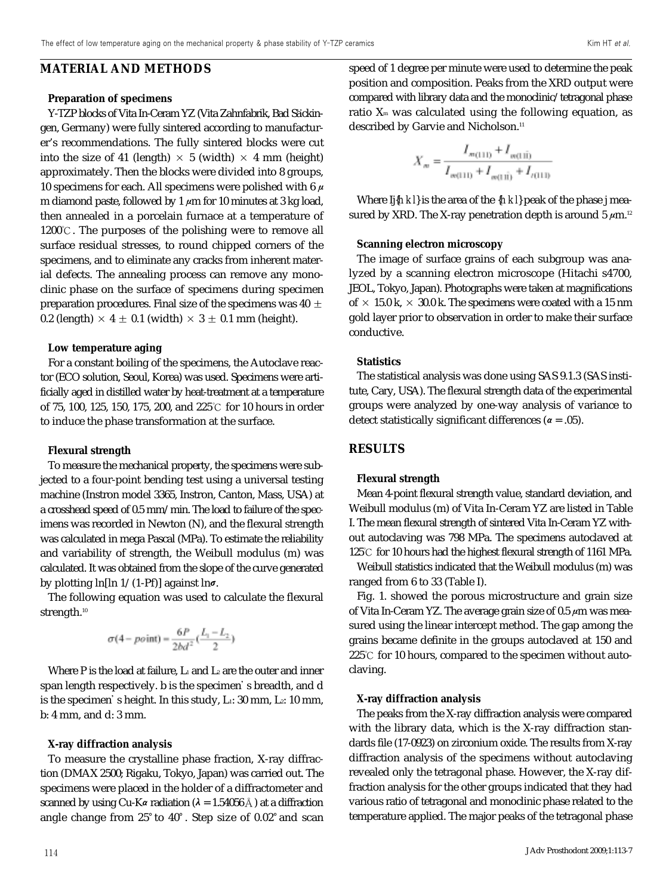## MATERIAL AND METHODS

### Preparation of specimens

Y-TZP blocks of Vita In-Ceram YZ (Vita Zahnfabrik, Bad Säckingen, Germany) were fully sintered according to manufacturer's recommendations. The fully sintered blocks were cut into the size of 41 (length) × 5 (width) × 4 mm (height) approximately. Then the blocks were divided into 8 groups, 10 specimens for each. All specimens were polished with 6 μm diamond paste, followed by 1 μm for 10 minutes at 3 kg load, then annealed in a porcelain furnace at a temperature of 1200℃. The purposes of the polishing were to remove all surface residual stresses, to round chipped corners of the specimens, and to eliminate any cracks from inherent material defects. The annealing process can remove any monoclinic phase on the surface of specimens during specimen preparation procedures. Final size of the specimens was 40 ± 0.2 (length) × 4 ± 0.1 (width) × 3 ± 0.1 mm (height).

### Low temperature aging

For a constant boiling of the specimens, the Autoclave reactor (ECO solution, Seoul, Korea) was used. Specimens were artificially aged in distilled water by heat-treatment at a temperature of 75, 100, 125, 150, 175, 200, and 225℃ for 10 hours in order to induce the phase transformation at the surface.

### Flexural strength

To measure the mechanical property, the specimens were subjected to a four-point bending test using a universal testing machine (Instron model 3365, Instron, Canton, Mass, USA) at a crosshead speed of 0.5 mm/min. The load to failure of the specimens was recorded in Newton (N), and the flexural strength was calculated in mega Pascal (MPa). To estimate the reliability and variability of strength, the Weibull modulus (m) was calculated. It was obtained from the slope of the curve generated by plotting ln[ln 1/(1-Pf)] against ln**σ**.

The following equation was used to calculate the flexural strength.[10]

$$\sigma(4-point) = \frac{6P}{2bd^2}\left(\frac{L_1 - L_2}{2}\right)$$

Where P is the load at failure, $L_1$ and $L_2$ are the outer and inner span length respectively. b is the specimen's breadth, and d is the specimen's height. In this study, $L_1$: 30 mm, $L_2$: 10 mm, b: 4 mm, and d: 3 mm.

### X-ray diffraction analysis

To measure the crystalline phase fraction, X-ray diffraction (DMAX 2500; Rigaku, Tokyo, Japan) was carried out. The specimens were placed in the holder of a diffractometer and scanned by using Cu-K**α** radiation (**λ** = 1.54056 Å) at a diffraction angle change from 25° to 40°. Step size of 0.02° and scan speed of 1 degree per minute were used to determine the peak position and composition. Peaks from the XRD output were compared with library data and the monoclinic/tetragonal phase ratio $X_m$ was calculated using the following equation, as described by Garvie and Nicholson.[11]

$$X_m = \frac{I_{m(111)} + I_{m(11\bar{1})}}{I_{m(111)} + I_{m(11\bar{1})} + I_{t(111)}}$$

Where Ij{h k l} is the area of the {h k l} peak of the phase j measured by XRD. The X-ray penetration depth is around 5 μm.[12]

### Scanning electron microscopy

The image of surface grains of each subgroup was analyzed by a scanning electron microscope (Hitachi s4700, JEOL, Tokyo, Japan). Photographs were taken at magnifications of × 15.0 k, × 30.0 k. The specimens were coated with a 15 nm gold layer prior to observation in order to make their surface conductive.

### Statistics

The statistical analysis was done using SAS 9.1.3 (SAS institute, Cary, USA). The flexural strength data of the experimental groups were analyzed by one-way analysis of variance to detect statistically significant differences ($\alpha = .05$).

## RESULTS

### Flexural strength

Mean 4-point flexural strength value, standard deviation, and Weibull modulus (m) of Vita In-Ceram YZ are listed in Table I. The mean flexural strength of sintered Vita In-Ceram YZ without autoclaving was 798 MPa. The specimens autoclaved at 125℃ for 10 hours had the highest flexural strength of 1161 MPa.

Weibull statistics indicated that the Weibull modulus (m) was ranged from 6 to 33 (Table I).

Fig. 1. showed the porous microstructure and grain size of Vita In-Ceram YZ. The average grain size of 0.5 μm was measured using the linear intercept method. The gap among the grains became definite in the groups autoclaved at 150 and 225℃ for 10 hours, compared to the specimen without autoclaving.

### X-ray diffraction analysis

The peaks from the X-ray diffraction analysis were compared with the library data, which is the X-ray diffraction standards file (17-0923) on zirconium oxide. The results from X-ray diffraction analysis of the specimens without autoclaving revealed only the tetragonal phase. However, the X-ray diffraction analysis for the other groups indicated that they had various ratio of tetragonal and monoclinic phase related to the temperature applied. The major peaks of the tetragonal phase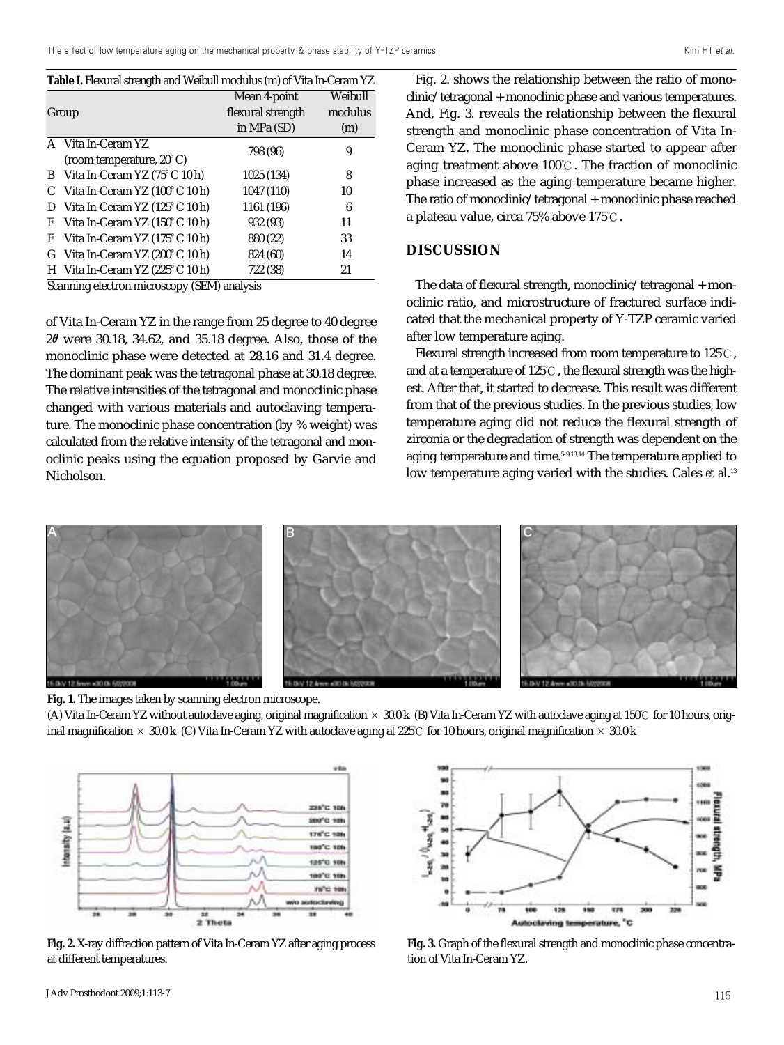**Table I.** Flexural strength and Weibull modulus (m) of Vita In-Ceram YZ

| Group | Mean 4-point flexural strength in MPa (SD) | Weibull modulus (m) |
|---|---|---|
| A Vita In-Ceram YZ (room temperature, 20°C) | 798 (96) | 9 |
| B Vita In-Ceram YZ (75°C 10 h) | 1025 (134) | 8 |
| C Vita In-Ceram YZ (100°C 10 h) | 1047 (110) | 10 |
| D Vita In-Ceram YZ (125°C 10 h) | 1161 (196) | 6 |
| E Vita In-Ceram YZ (150°C 10 h) | 932 (93) | 11 |
| F Vita In-Ceram YZ (175°C 10 h) | 880 (22) | 33 |
| G Vita In-Ceram YZ (200°C 10 h) | 824 (60) | 14 |
| H Vita In-Ceram YZ (225°C 10 h) | 722 (38) | 21 |

Scanning electron microscopy (SEM) analysis

of Vita In-Ceram YZ in the range from 25 degree to 40 degree $2\theta$ were 30.18, 34.62, and 35.18 degree. Also, those of the monoclinic phase were detected at 28.16 and 31.4 degree. The dominant peak was the tetragonal phase at 30.18 degree. The relative intensities of the tetragonal and monoclinic phase changed with various materials and autoclaving temperature. The monoclinic phase concentration (by % weight) was calculated from the relative intensity of the tetragonal and monoclinic peaks using the equation proposed by Garvie and Nicholson.

Fig. 2. shows the relationship between the ratio of monoclinic/tetragonal + monoclinic phase and various temperatures. And, Fig. 3. reveals the relationship between the flexural strength and monoclinic phase concentration of Vita In-Ceram YZ. The monoclinic phase started to appear after aging treatment above 100℃. The fraction of monoclinic phase increased as the aging temperature became higher. The ratio of monoclinic/tetragonal + monoclinic phase reached a plateau value, circa 75% above 175℃.

## DISCUSSION

The data of flexural strength, monoclinic/tetragonal + monoclinic ratio, and microstructure of fractured surface indicated that the mechanical property of Y-TZP ceramic varied after low temperature aging.

Flexural strength increased from room temperature to 125℃, and at a temperature of 125℃, the flexural strength was the highest. After that, it started to decrease. This result was different from that of the previous studies. In the previous studies, low temperature aging did not reduce the flexural strength of zirconia or the degradation of strength was dependent on the aging temperature and time.[5-9,13,14] The temperature applied to low temperature aging varied with the studies. Cales *et al.*[13]

**Fig. 1.** The images taken by scanning electron microscope.
(A) Vita In-Ceram YZ without autoclave aging, original magnification × 30.0 k (B) Vita In-Ceram YZ with autoclave aging at 150℃ for 10 hours, original magnification × 30.0 k (C) Vita In-Ceram YZ with autoclave aging at 225℃ for 10 hours, original magnification × 30.0 k

**Fig. 2.** X-ray diffraction pattern of Vita In-Ceram YZ after aging process at different temperatures.

**Fig. 3.** Graph of the flexural strength and monoclinic phase concentration of Vita In-Ceram YZ.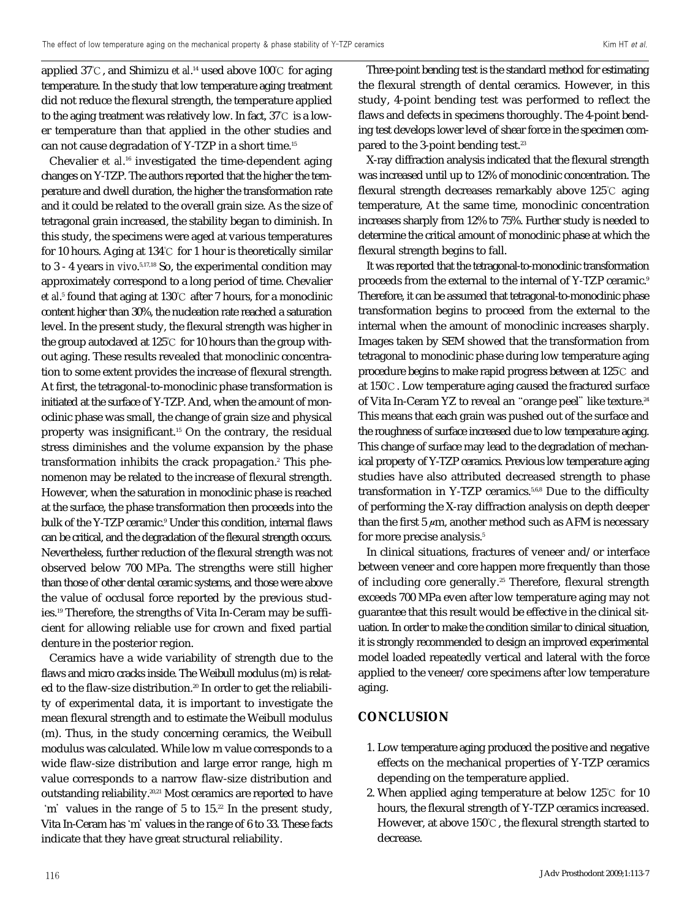applied 37℃, and Shimizu *et al*.[14] used above 100℃ for aging temperature. In the study that low temperature aging treatment did not reduce the flexural strength, the temperature applied to the aging treatment was relatively low. In fact, 37℃ is a lower temperature than that applied in the other studies and can not cause degradation of Y-TZP in a short time.[15]

Chevalier *et al*.[16] investigated the time-dependent aging changes on Y-TZP. The authors reported that the higher the temperature and dwell duration, the higher the transformation rate and it could be related to the overall grain size. As the size of tetragonal grain increased, the stability began to diminish. In this study, the specimens were aged at various temperatures for 10 hours. Aging at 134℃ for 1 hour is theoretically similar to 3 - 4 years *in vivo*.[5,17,18] So, the experimental condition may approximately correspond to a long period of time. Chevalier *et al*.[5] found that aging at 130℃ after 7 hours, for a monoclinic content higher than 30%, the nucleation rate reached a saturation level. In the present study, the flexural strength was higher in the group autoclaved at 125℃ for 10 hours than the group without aging. These results revealed that monoclinic concentration to some extent provides the increase of flexural strength. At first, the tetragonal-to-monoclinic phase transformation is initiated at the surface of Y-TZP. And, when the amount of monoclinic phase was small, the change of grain size and physical property was insignificant.[15] On the contrary, the residual stress diminishes and the volume expansion by the phase transformation inhibits the crack propagation.[2] This phenomenon may be related to the increase of flexural strength. However, when the saturation in monoclinic phase is reached at the surface, the phase transformation then proceeds into the bulk of the Y-TZP ceramic.[9] Under this condition, internal flaws can be critical, and the degradation of the flexural strength occurs. Nevertheless, further reduction of the flexural strength was not observed below 700 MPa. The strengths were still higher than those of other dental ceramic systems, and those were above the value of occlusal force reported by the previous studies.[19] Therefore, the strengths of Vita In-Ceram may be sufficient for allowing reliable use for crown and fixed partial denture in the posterior region.

Ceramics have a wide variability of strength due to the flaws and micro cracks inside. The Weibull modulus (m) is related to the flaw-size distribution.[20] In order to get the reliability of experimental data, it is important to investigate the mean flexural strength and to estimate the Weibull modulus (m). Thus, in the study concerning ceramics, the Weibull modulus was calculated. While low m value corresponds to a wide flaw-size distribution and large error range, high m value corresponds to a narrow flaw-size distribution and outstanding reliability.[20,21] Most ceramics are reported to have 'm' values in the range of 5 to 15.[22] In the present study, Vita In-Ceram has 'm' values in the range of 6 to 33. These facts indicate that they have great structural reliability.

Three-point bending test is the standard method for estimating the flexural strength of dental ceramics. However, in this study, 4-point bending test was performed to reflect the flaws and defects in specimens thoroughly. The 4-point bending test develops lower level of shear force in the specimen compared to the 3-point bending test.[23]

X-ray diffraction analysis indicated that the flexural strength was increased until up to 12% of monoclinic concentration. The flexural strength decreases remarkably above 125℃ aging temperature, At the same time, monoclinic concentration increases sharply from 12% to 75%. Further study is needed to determine the critical amount of monoclinic phase at which the flexural strength begins to fall.

It was reported that the tetragonal-to-monoclinic transformation proceeds from the external to the internal of Y-TZP ceramic.[9] Therefore, it can be assumed that tetragonal-to-monoclinic phase transformation begins to proceed from the external to the internal when the amount of monoclinic increases sharply. Images taken by SEM showed that the transformation from tetragonal to monoclinic phase during low temperature aging procedure begins to make rapid progress between at 125℃ and at 150℃. Low temperature aging caused the fractured surface of Vita In-Ceram YZ to reveal an "orange peel" like texture.[24] This means that each grain was pushed out of the surface and the roughness of surface increased due to low temperature aging. This change of surface may lead to the degradation of mechanical property of Y-TZP ceramics. Previous low temperature aging studies have also attributed decreased strength to phase transformation in Y-TZP ceramics.[5,6,8] Due to the difficulty of performing the X-ray diffraction analysis on depth deeper than the first 5 $\mu$m, another method such as AFM is necessary for more precise analysis.[5]

In clinical situations, fractures of veneer and/or interface between veneer and core happen more frequently than those of including core generally.[25] Therefore, flexural strength exceeds 700 MPa even after low temperature aging may not guarantee that this result would be effective in the clinical situation. In order to make the condition similar to clinical situation, it is strongly recommended to design an improved experimental model loaded repeatedly vertical and lateral with the force applied to the veneer/core specimens after low temperature aging.

## CONCLUSION

1. Low temperature aging produced the positive and negative effects on the mechanical properties of Y-TZP ceramics depending on the temperature applied.
2. When applied aging temperature at below 125℃ for 10 hours, the flexural strength of Y-TZP ceramics increased. However, at above 150℃, the flexural strength started to decrease.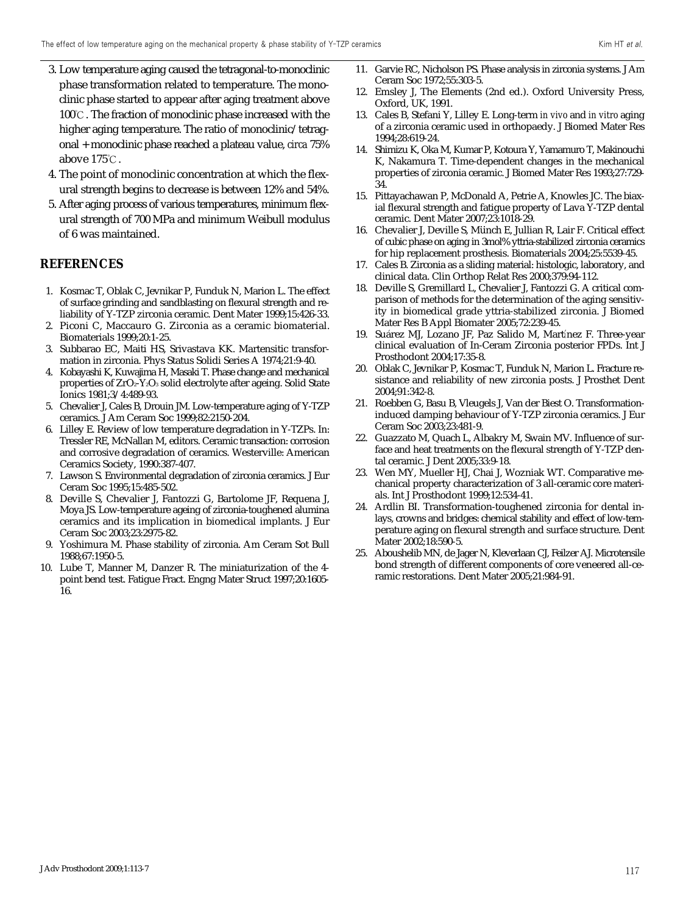3. Low temperature aging caused the tetragonal-to-monoclinic phase transformation related to temperature. The monoclinic phase started to appear after aging treatment above 100℃. The fraction of monoclinic phase increased with the higher aging temperature. The ratio of monoclinic/tetragonal + monoclinic phase reached a plateau value, *circa* 75% above 175℃.
4. The point of monoclinic concentration at which the flexural strength begins to decrease is between 12% and 54%.
5. After aging process of various temperatures, minimum flexural strength of 700 MPa and minimum Weibull modulus of 6 was maintained.

## REFERENCES

1. Kosmac T, Oblak C, Jevnikar P, Funduk N, Marion L. The effect of surface grinding and sandblasting on flexural strength and reliability of Y-TZP zirconia ceramic. Dent Mater 1999;15:426-33.
2. Piconi C, Maccauro G. Zirconia as a ceramic biomaterial. Biomaterials 1999;20:1-25.
3. Subbarao EC, Maiti HS, Srivastava KK. Martensitic transformation in zirconia. Phys Status Solidi Series A 1974;21:9-40.
4. Kobayashi K, Kuwajima H, Masaki T. Phase change and mechanical properties of $ZrO_2$-$Y_2O_3$ solid electrolyte after ageing. Solid State Ionics 1981;3/4:489-93.
5. Chevalier J, Cales B, Drouin JM. Low-temperature aging of Y-TZP ceramics. J Am Ceram Soc 1999;82:2150-204.
6. Lilley E. Review of low temperature degradation in Y-TZPs. In: Tressler RE, McNallan M, editors. Ceramic transaction: corrosion and corrosive degradation of ceramics. Westerville: American Ceramics Society, 1990:387-407.
7. Lawson S. Environmental degradation of zirconia ceramics. J Eur Ceram Soc 1995;15:485-502.
8. Deville S, Chevalier J, Fantozzi G, Bartolome JF, Requena J, Moya JS. Low-temperature ageing of zirconia-toughened alumina ceramics and its implication in biomedical implants. J Eur Ceram Soc 2003;23:2975-82.
9. Yoshimura M. Phase stability of zirconia. Am Ceram Sot Bull 1988;67:1950-5.
10. Lube T, Manner M, Danzer R. The miniaturization of the 4-point bend test. Fatigue Fract. Engng Mater Struct 1997;20:1605-16.
11. Garvie RC, Nicholson PS. Phase analysis in zirconia systems. J Am Ceram Soc 1972;55:303-5.
12. Emsley J, The Elements (2nd ed.). Oxford University Press, Oxford, UK, 1991.
13. Cales B, Stefani Y, Lilley E. Long-term *in vivo* and *in vitro* aging of a zirconia ceramic used in orthopaedy. J Biomed Mater Res 1994;28:619-24.
14. Shimizu K, Oka M, Kumar P, Kotoura Y, Yamamuro T, Makinouchi K, Nakamura T. Time-dependent changes in the mechanical properties of zirconia ceramic. J Biomed Mater Res 1993;27:729-34.
15. Pittayachawan P, McDonald A, Petrie A, Knowles JC. The biaxial flexural strength and fatigue property of Lava Y-TZP dental ceramic. Dent Mater 2007;23:1018-29.
16. Chevalier J, Deville S, Münch E, Jullian R, Lair F. Critical effect of cubic phase on aging in 3mol% yttria-stabilized zirconia ceramics for hip replacement prosthesis. Biomaterials 2004;25:5539-45.
17. Cales B. Zirconia as a sliding material: histologic, laboratory, and clinical data. Clin Orthop Relat Res 2000;379:94-112.
18. Deville S, Gremillard L, Chevalier J, Fantozzi G. A critical comparison of methods for the determination of the aging sensitivity in biomedical grade yttria-stabilized zirconia. J Biomed Mater Res B Appl Biomater 2005;72:239-45.
19. Suárez MJ, Lozano JF, Paz Salido M, Martínez F. Three-year clinical evaluation of In-Ceram Zirconia posterior FPDs. Int J Prosthodont 2004;17:35-8.
20. Oblak C, Jevnikar P, Kosmac T, Funduk N, Marion L. Fracture resistance and reliability of new zirconia posts. J Prosthet Dent 2004;91:342-8.
21. Roebben G, Basu B, Vleugels J, Van der Biest O. Transformation-induced damping behaviour of Y-TZP zirconia ceramics. J Eur Ceram Soc 2003;23:481-9.
22. Guazzato M, Quach L, Albakry M, Swain MV. Influence of surface and heat treatments on the flexural strength of Y-TZP dental ceramic. J Dent 2005;33:9-18.
23. Wen MY, Mueller HJ, Chai J, Wozniak WT. Comparative mechanical property characterization of 3 all-ceramic core materials. Int J Prosthodont 1999;12:534-41.
24. Ardlin BI. Transformation-toughened zirconia for dental inlays, crowns and bridges: chemical stability and effect of low-temperature aging on flexural strength and surface structure. Dent Mater 2002;18:590-5.
25. Aboushelib MN, de Jager N, Kleverlaan CJ, Feilzer AJ. Microtensile bond strength of different components of core veneered all-ceramic restorations. Dent Mater 2005;21:984-91.